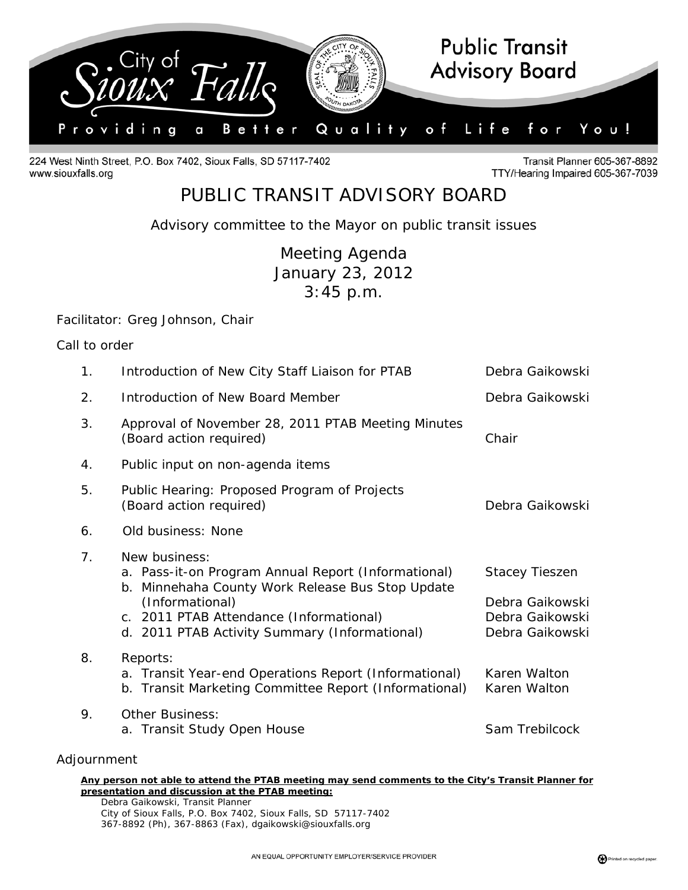City of Sioux Falls — Public Transit Advisory Board

Providing a Better Quality of Life for You!

224 West Ninth Street, P.O. Box 7402, Sioux Falls, SD 57117-7402
www.siouxfalls.org

Transit Planner 605-367-8892
TTY/Hearing Impaired 605-367-7039

# PUBLIC TRANSIT ADVISORY BOARD

Advisory committee to the Mayor on public transit issues

## Meeting Agenda
## January 23, 2012
## 3:45 p.m.

Facilitator: Greg Johnson, Chair

Call to order

| | Item | Presenter |
|---|---|---|
| 1. | Introduction of New City Staff Liaison for PTAB | Debra Gaikowski |
| 2. | Introduction of New Board Member | Debra Gaikowski |
| 3. | Approval of November 28, 2011 PTAB Meeting Minutes (Board action required) | Chair |
| 4. | Public input on non-agenda items | |
| 5. | Public Hearing: Proposed Program of Projects (Board action required) | Debra Gaikowski |
| 6. | Old business: None | |
| 7. | New business: | |
| | a. Pass-it-on Program Annual Report (Informational) | Stacey Tieszen |
| | b. Minnehaha County Work Release Bus Stop Update (Informational) | Debra Gaikowski |
| | c. 2011 PTAB Attendance (Informational) | Debra Gaikowski |
| | d. 2011 PTAB Activity Summary (Informational) | Debra Gaikowski |
| 8. | Reports: | |
| | a. Transit Year-end Operations Report (Informational) | Karen Walton |
| | b. Transit Marketing Committee Report (Informational) | Karen Walton |
| 9. | Other Business: | |
| | a. Transit Study Open House | Sam Trebilcock |

Adjournment

**Any person not able to attend the PTAB meeting may send comments to the City's Transit Planner for presentation and discussion at the PTAB meeting:**

Debra Gaikowski, Transit Planner
City of Sioux Falls, P.O. Box 7402, Sioux Falls, SD 57117-7402
367-8892 (Ph), 367-8863 (Fax), dgaikowski@siouxfalls.org

AN EQUAL OPPORTUNITY EMPLOYER/SERVICE PROVIDER

Printed on recycled paper.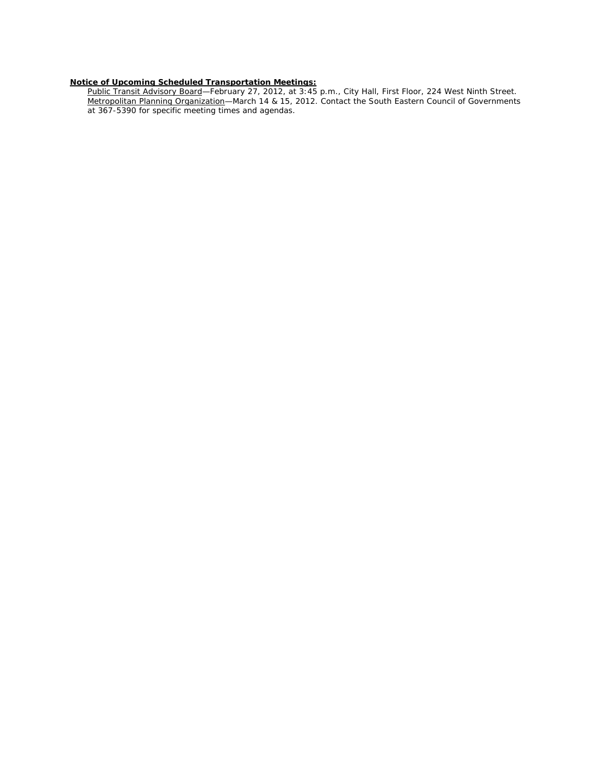**Notice of Upcoming Scheduled Transportation Meetings:**

Public Transit Advisory Board—February 27, 2012, at 3:45 p.m., City Hall, First Floor, 224 West Ninth Street.

Metropolitan Planning Organization—March 14 & 15, 2012. Contact the South Eastern Council of Governments at 367-5390 for specific meeting times and agendas.